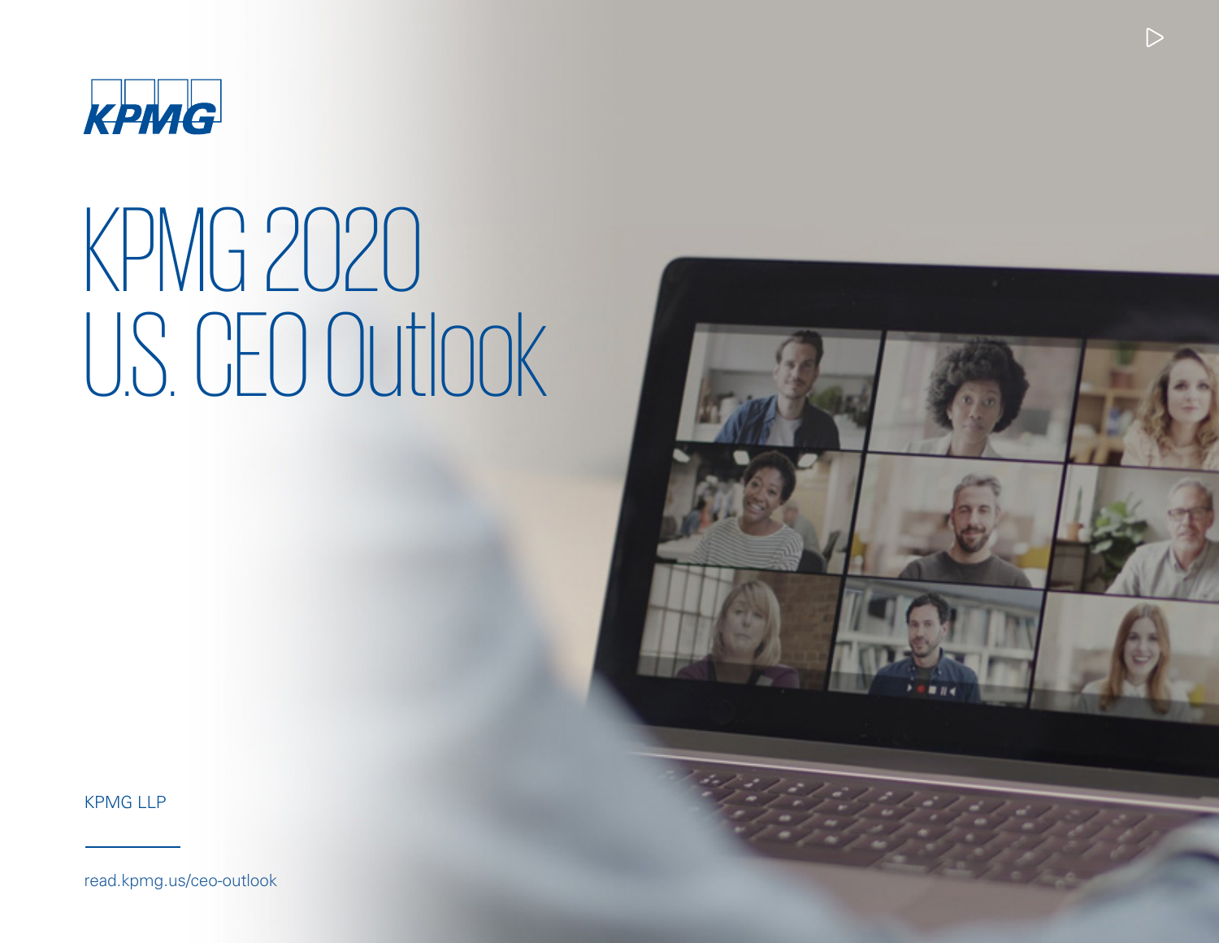# KPMG 2020 U.S. CEO Outlook

KPMG LLP

read.kpmg.us/ceo-outlook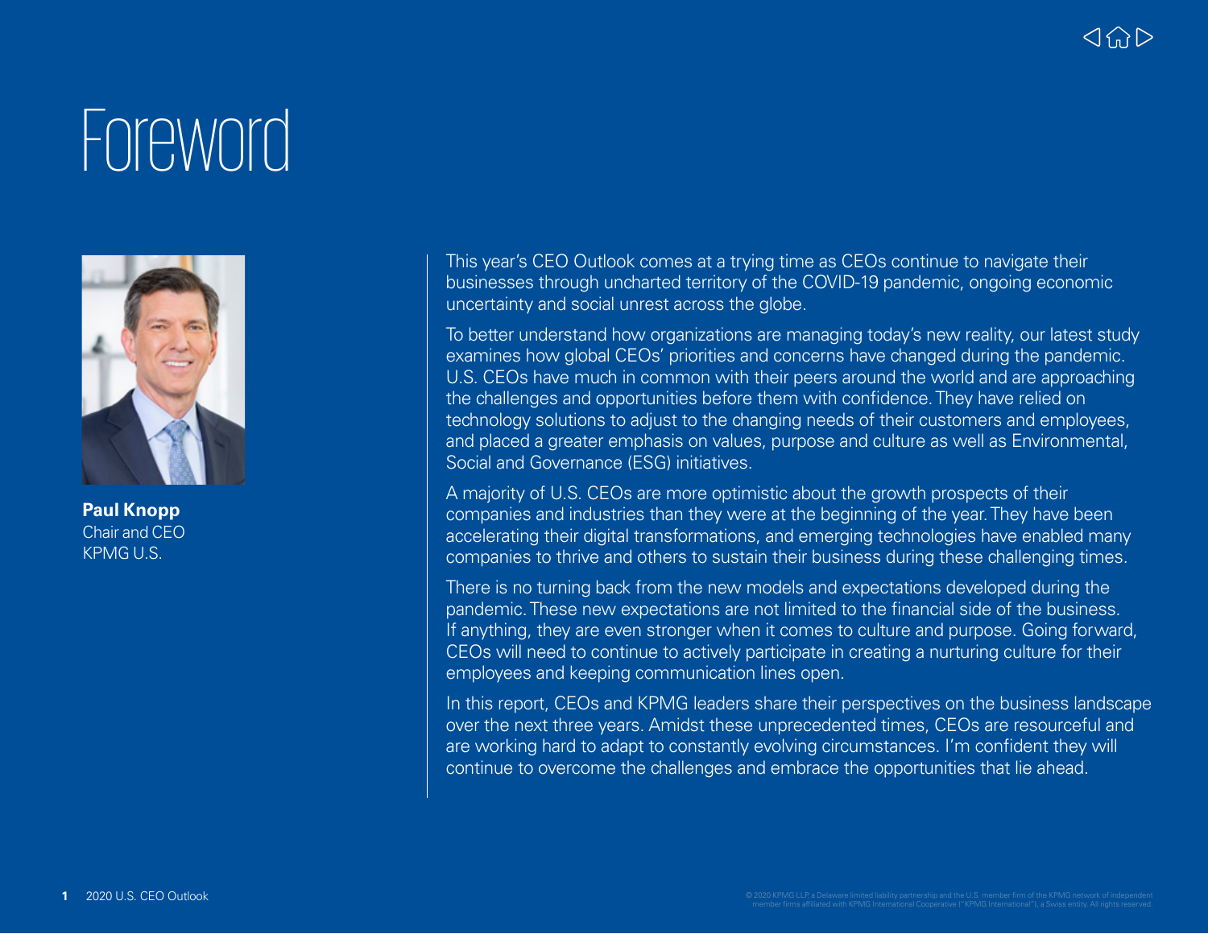# Foreword

**Paul Knopp**
Chair and CEO
KPMG U.S.

This year's CEO Outlook comes at a trying time as CEOs continue to navigate their businesses through uncharted territory of the COVID-19 pandemic, ongoing economic uncertainty and social unrest across the globe.

To better understand how organizations are managing today's new reality, our latest study examines how global CEOs' priorities and concerns have changed during the pandemic. U.S. CEOs have much in common with their peers around the world and are approaching the challenges and opportunities before them with confidence. They have relied on technology solutions to adjust to the changing needs of their customers and employees, and placed a greater emphasis on values, purpose and culture as well as Environmental, Social and Governance (ESG) initiatives.

A majority of U.S. CEOs are more optimistic about the growth prospects of their companies and industries than they were at the beginning of the year. They have been accelerating their digital transformations, and emerging technologies have enabled many companies to thrive and others to sustain their business during these challenging times.

There is no turning back from the new models and expectations developed during the pandemic. These new expectations are not limited to the financial side of the business. If anything, they are even stronger when it comes to culture and purpose. Going forward, CEOs will need to continue to actively participate in creating a nurturing culture for their employees and keeping communication lines open.

In this report, CEOs and KPMG leaders share their perspectives on the business landscape over the next three years. Amidst these unprecedented times, CEOs are resourceful and are working hard to adapt to constantly evolving circumstances. I'm confident they will continue to overcome the challenges and embrace the opportunities that lie ahead.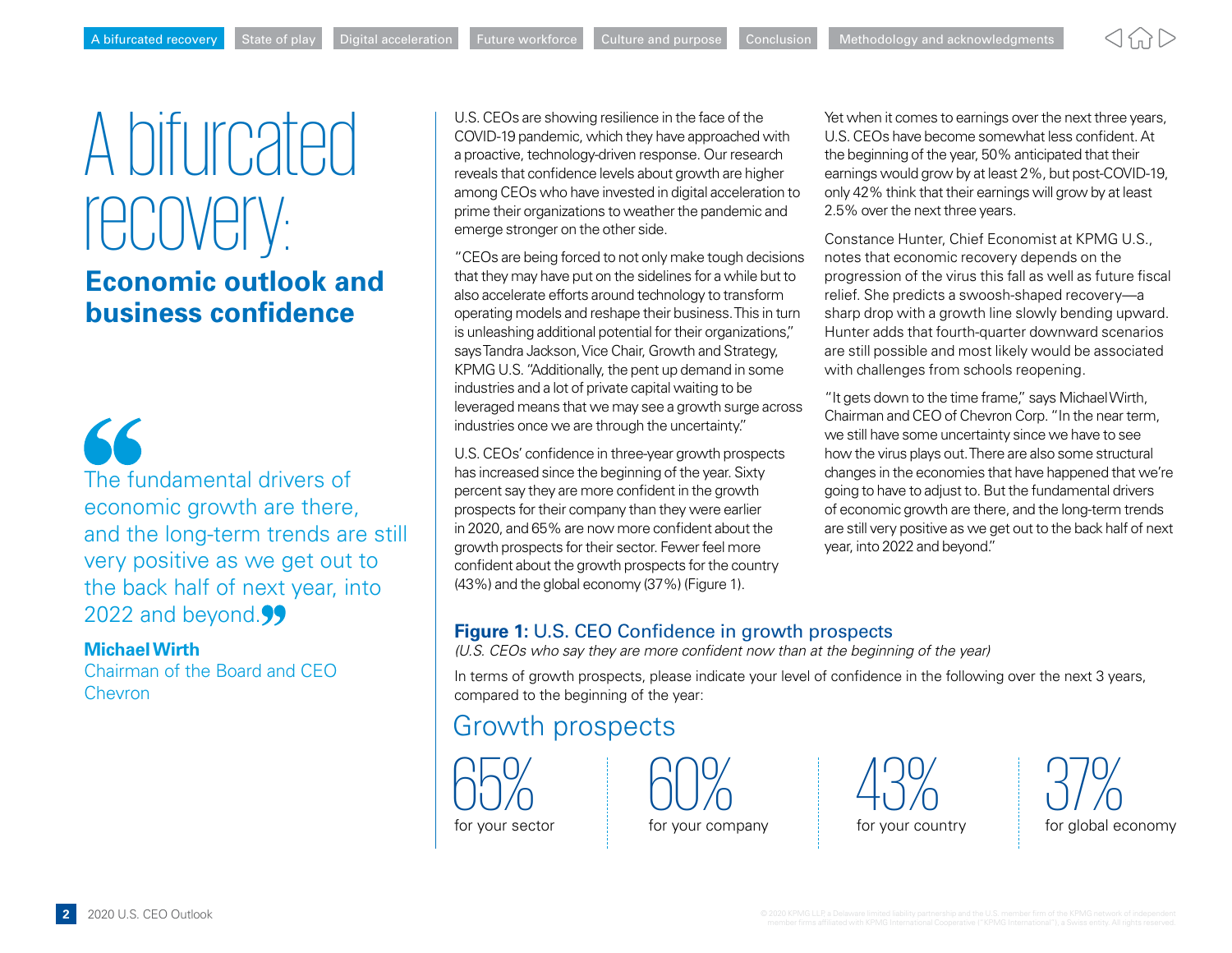# A bifurcated recovery:

## Economic outlook and business confidence

> The fundamental drivers of economic growth are there, and the long-term trends are still very positive as we get out to the back half of next year, into 2022 and beyond.
>
> **Michael Wirth**
> Chairman of the Board and CEO
> Chevron

U.S. CEOs are showing resilience in the face of the COVID-19 pandemic, which they have approached with a proactive, technology-driven response. Our research reveals that confidence levels about growth are higher among CEOs who have invested in digital acceleration to prime their organizations to weather the pandemic and emerge stronger on the other side.

"CEOs are being forced to not only make tough decisions that they may have put on the sidelines for a while but to also accelerate efforts around technology to transform operating models and reshape their business. This in turn is unleashing additional potential for their organizations," says Tandra Jackson, Vice Chair, Growth and Strategy, KPMG U.S. "Additionally, the pent up demand in some industries and a lot of private capital waiting to be leveraged means that we may see a growth surge across industries once we are through the uncertainty."

U.S. CEOs' confidence in three-year growth prospects has increased since the beginning of the year. Sixty percent say they are more confident in the growth prospects for their company than they were earlier in 2020, and 65% are now more confident about the growth prospects for their sector. Fewer feel more confident about the growth prospects for the country (43%) and the global economy (37%) (Figure 1).

Yet when it comes to earnings over the next three years, U.S. CEOs have become somewhat less confident. At the beginning of the year, 50% anticipated that their earnings would grow by at least 2%, but post-COVID-19, only 42% think that their earnings will grow by at least 2.5% over the next three years.

Constance Hunter, Chief Economist at KPMG U.S., notes that economic recovery depends on the progression of the virus this fall as well as future fiscal relief. She predicts a swoosh-shaped recovery—a sharp drop with a growth line slowly bending upward. Hunter adds that fourth-quarter downward scenarios are still possible and most likely would be associated with challenges from schools reopening.

"It gets down to the time frame," says Michael Wirth, Chairman and CEO of Chevron Corp. "In the near term, we still have some uncertainty since we have to see how the virus plays out. There are also some structural changes in the economies that have happened that we're going to have to adjust to. But the fundamental drivers of economic growth are there, and the long-term trends are still very positive as we get out to the back half of next year, into 2022 and beyond."

**Figure 1:** U.S. CEO Confidence in growth prospects

*(U.S. CEOs who say they are more confident now than at the beginning of the year)*

In terms of growth prospects, please indicate your level of confidence in the following over the next 3 years, compared to the beginning of the year:

### Growth prospects

| 65% | 60% | 43% | 37% |
|---|---|---|---|
| for your sector | for your company | for your country | for global economy |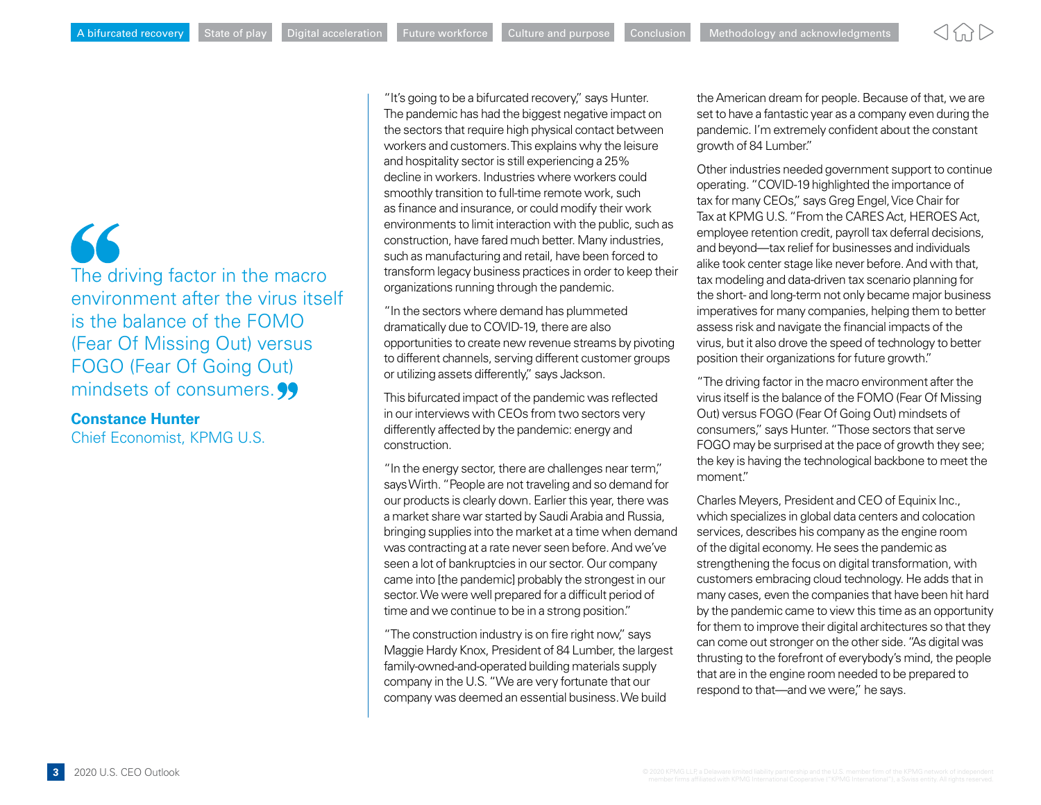> The driving factor in the macro environment after the virus itself is the balance of the FOMO (Fear Of Missing Out) versus FOGO (Fear Of Going Out) mindsets of consumers.
>
> **Constance Hunter**
> Chief Economist, KPMG U.S.

"It's going to be a bifurcated recovery," says Hunter. The pandemic has had the biggest negative impact on the sectors that require high physical contact between workers and customers. This explains why the leisure and hospitality sector is still experiencing a 25% decline in workers. Industries where workers could smoothly transition to full-time remote work, such as finance and insurance, or could modify their work environments to limit interaction with the public, such as construction, have fared much better. Many industries, such as manufacturing and retail, have been forced to transform legacy business practices in order to keep their organizations running through the pandemic.

"In the sectors where demand has plummeted dramatically due to COVID-19, there are also opportunities to create new revenue streams by pivoting to different channels, serving different customer groups or utilizing assets differently," says Jackson.

This bifurcated impact of the pandemic was reflected in our interviews with CEOs from two sectors very differently affected by the pandemic: energy and construction.

"In the energy sector, there are challenges near term," says Wirth. "People are not traveling and so demand for our products is clearly down. Earlier this year, there was a market share war started by Saudi Arabia and Russia, bringing supplies into the market at a time when demand was contracting at a rate never seen before. And we've seen a lot of bankruptcies in our sector. Our company came into [the pandemic] probably the strongest in our sector. We were well prepared for a difficult period of time and we continue to be in a strong position."

"The construction industry is on fire right now," says Maggie Hardy Knox, President of 84 Lumber, the largest family-owned-and-operated building materials supply company in the U.S. "We are very fortunate that our company was deemed an essential business. We build the American dream for people. Because of that, we are set to have a fantastic year as a company even during the pandemic. I'm extremely confident about the constant growth of 84 Lumber."

Other industries needed government support to continue operating. "COVID-19 highlighted the importance of tax for many CEOs," says Greg Engel, Vice Chair for Tax at KPMG U.S. "From the CARES Act, HEROES Act, employee retention credit, payroll tax deferral decisions, and beyond—tax relief for businesses and individuals alike took center stage like never before. And with that, tax modeling and data-driven tax scenario planning for the short- and long-term not only became major business imperatives for many companies, helping them to better assess risk and navigate the financial impacts of the virus, but it also drove the speed of technology to better position their organizations for future growth."

"The driving factor in the macro environment after the virus itself is the balance of the FOMO (Fear Of Missing Out) versus FOGO (Fear Of Going Out) mindsets of consumers," says Hunter. "Those sectors that serve FOGO may be surprised at the pace of growth they see; the key is having the technological backbone to meet the moment."

Charles Meyers, President and CEO of Equinix Inc., which specializes in global data centers and colocation services, describes his company as the engine room of the digital economy. He sees the pandemic as strengthening the focus on digital transformation, with customers embracing cloud technology. He adds that in many cases, even the companies that have been hit hard by the pandemic came to view this time as an opportunity for them to improve their digital architectures so that they can come out stronger on the other side. "As digital was thrusting to the forefront of everybody's mind, the people that are in the engine room needed to be prepared to respond to that—and we were," he says.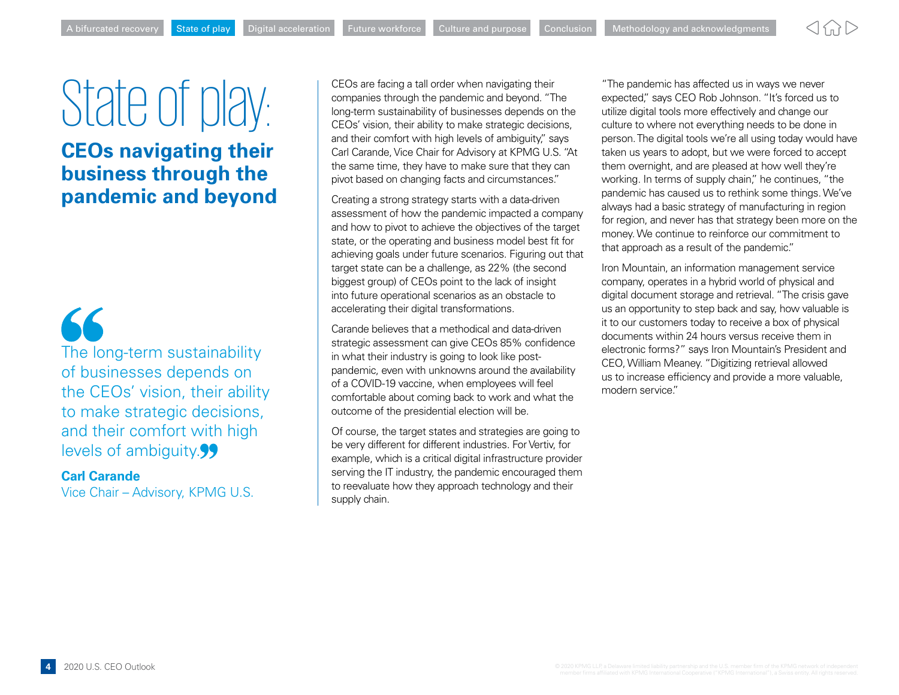# State of play:

## CEOs navigating their business through the pandemic and beyond

> "The long-term sustainability of businesses depends on the CEOs' vision, their ability to make strategic decisions, and their comfort with high levels of ambiguity."
>
> **Carl Carande**
> Vice Chair – Advisory, KPMG U.S.

CEOs are facing a tall order when navigating their companies through the pandemic and beyond. "The long-term sustainability of businesses depends on the CEOs' vision, their ability to make strategic decisions, and their comfort with high levels of ambiguity," says Carl Carande, Vice Chair for Advisory at KPMG U.S. "At the same time, they have to make sure that they can pivot based on changing facts and circumstances."

Creating a strong strategy starts with a data-driven assessment of how the pandemic impacted a company and how to pivot to achieve the objectives of the target state, or the operating and business model best fit for achieving goals under future scenarios. Figuring out that target state can be a challenge, as 22% (the second biggest group) of CEOs point to the lack of insight into future operational scenarios as an obstacle to accelerating their digital transformations.

Carande believes that a methodical and data-driven strategic assessment can give CEOs 85% confidence in what their industry is going to look like post-pandemic, even with unknowns around the availability of a COVID-19 vaccine, when employees will feel comfortable about coming back to work and what the outcome of the presidential election will be.

Of course, the target states and strategies are going to be very different for different industries. For Vertiv, for example, which is a critical digital infrastructure provider serving the IT industry, the pandemic encouraged them to reevaluate how they approach technology and their supply chain.

"The pandemic has affected us in ways we never expected," says CEO Rob Johnson. "It's forced us to utilize digital tools more effectively and change our culture to where not everything needs to be done in person. The digital tools we're all using today would have taken us years to adopt, but we were forced to accept them overnight, and are pleased at how well they're working. In terms of supply chain," he continues, "the pandemic has caused us to rethink some things. We've always had a basic strategy of manufacturing in region for region, and never has that strategy been more on the money. We continue to reinforce our commitment to that approach as a result of the pandemic."

Iron Mountain, an information management service company, operates in a hybrid world of physical and digital document storage and retrieval. "The crisis gave us an opportunity to step back and say, how valuable is it to our customers today to receive a box of physical documents within 24 hours versus receive them in electronic forms?" says Iron Mountain's President and CEO, William Meaney. "Digitizing retrieval allowed us to increase efficiency and provide a more valuable, modern service."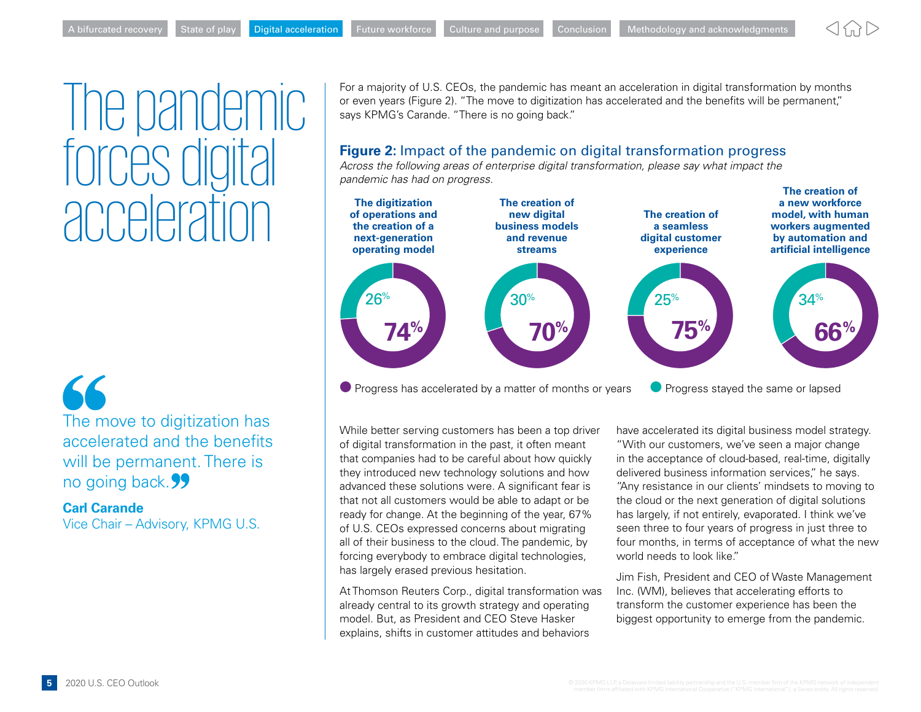# The pandemic forces digital acceleration

For a majority of U.S. CEOs, the pandemic has meant an acceleration in digital transformation by months or even years (Figure 2). "The move to digitization has accelerated and the benefits will be permanent," says KPMG's Carande. "There is no going back."

**Figure 2:** Impact of the pandemic on digital transformation progress

*Across the following areas of enterprise digital transformation, please say what impact the pandemic has had on progress.*

| Area | Progress has accelerated by a matter of months or years | Progress stayed the same or lapsed |
|---|---|---|
| The digitization of operations and the creation of a next-generation operating model | 74% | 26% |
| The creation of new digital business models and revenue streams | 70% | 30% |
| The creation of a seamless digital customer experience | 75% | 25% |
| The creation of a new workforce model, with human workers augmented by automation and artificial intelligence | 66% | 34% |

> "The move to digitization has accelerated and the benefits will be permanent. There is no going back."
>
> **Carl Carande**
> Vice Chair – Advisory, KPMG U.S.

While better serving customers has been a top driver of digital transformation in the past, it often meant that companies had to be careful about how quickly they introduced new technology solutions and how advanced these solutions were. A significant fear is that not all customers would be able to adapt or be ready for change. At the beginning of the year, 67% of U.S. CEOs expressed concerns about migrating all of their business to the cloud. The pandemic, by forcing everybody to embrace digital technologies, has largely erased previous hesitation.

At Thomson Reuters Corp., digital transformation was already central to its growth strategy and operating model. But, as President and CEO Steve Hasker explains, shifts in customer attitudes and behaviors have accelerated its digital business model strategy. "With our customers, we've seen a major change in the acceptance of cloud-based, real-time, digitally delivered business information services," he says. "Any resistance in our clients' mindsets to moving to the cloud or the next generation of digital solutions has largely, if not entirely, evaporated. I think we've seen three to four years of progress in just three to four months, in terms of acceptance of what the new world needs to look like."

Jim Fish, President and CEO of Waste Management Inc. (WM), believes that accelerating efforts to transform the customer experience has been the biggest opportunity to emerge from the pandemic.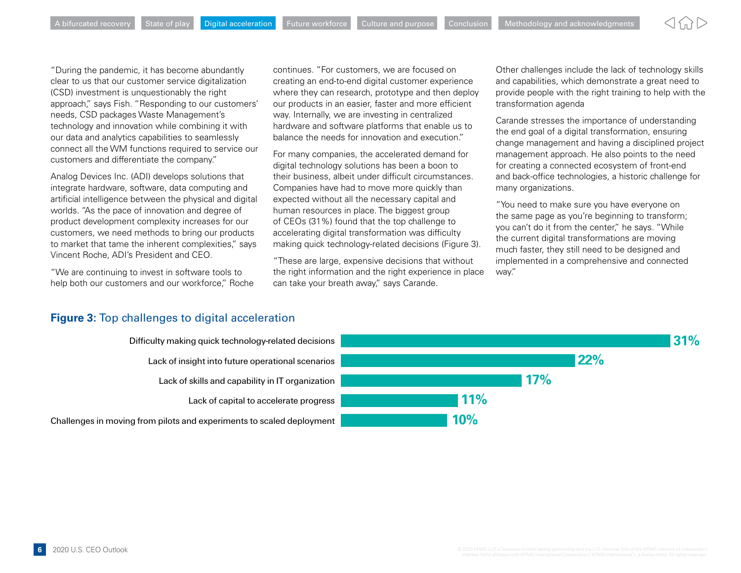"During the pandemic, it has become abundantly clear to us that our customer service digitalization (CSD) investment is unquestionably the right approach," says Fish. "Responding to our customers' needs, CSD packages Waste Management's technology and innovation while combining it with our data and analytics capabilities to seamlessly connect all the WM functions required to service our customers and differentiate the company."

Analog Devices Inc. (ADI) develops solutions that integrate hardware, software, data computing and artificial intelligence between the physical and digital worlds. "As the pace of innovation and degree of product development complexity increases for our customers, we need methods to bring our products to market that tame the inherent complexities," says Vincent Roche, ADI's President and CEO.

"We are continuing to invest in software tools to help both our customers and our workforce," Roche continues. "For customers, we are focused on creating an end-to-end digital customer experience where they can research, prototype and then deploy our products in an easier, faster and more efficient way. Internally, we are investing in centralized hardware and software platforms that enable us to balance the needs for innovation and execution."

For many companies, the accelerated demand for digital technology solutions has been a boon to their business, albeit under difficult circumstances. Companies have had to move more quickly than expected without all the necessary capital and human resources in place. The biggest group of CEOs (31%) found that the top challenge to accelerating digital transformation was difficulty making quick technology-related decisions (Figure 3).

"These are large, expensive decisions that without the right information and the right experience in place can take your breath away," says Carande.

Other challenges include the lack of technology skills and capabilities, which demonstrate a great need to provide people with the right training to help with the transformation agenda

Carande stresses the importance of understanding the end goal of a digital transformation, ensuring change management and having a disciplined project management approach. He also points to the need for creating a connected ecosystem of front-end and back-office technologies, a historic challenge for many organizations.

"You need to make sure you have everyone on the same page as you're beginning to transform; you can't do it from the center," he says. "While the current digital transformations are moving much faster, they still need to be designed and implemented in a comprehensive and connected way."

**Figure 3:** Top challenges to digital acceleration

| Challenge | Percentage |
|---|---|
| Difficulty making quick technology-related decisions | 31% |
| Lack of insight into future operational scenarios | 22% |
| Lack of skills and capability in IT organization | 17% |
| Lack of capital to accelerate progress | 11% |
| Challenges in moving from pilots and experiments to scaled deployment | 10% |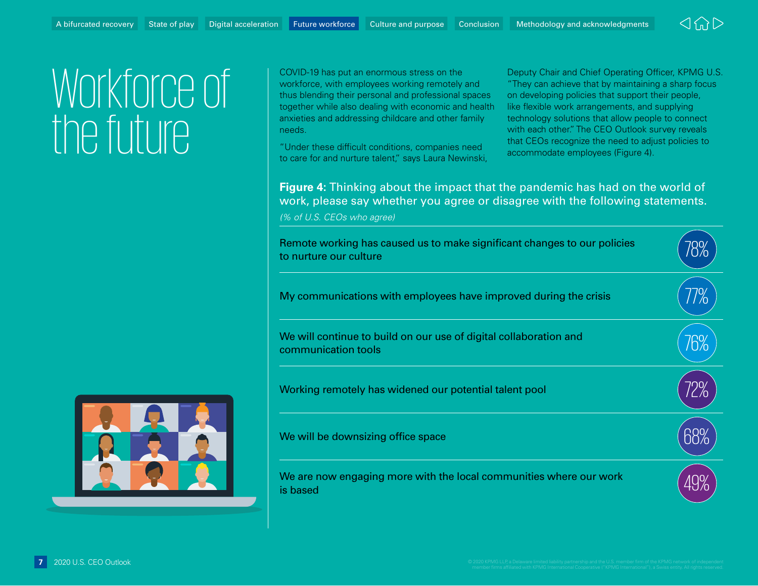# Workforce of the future

COVID-19 has put an enormous stress on the workforce, with employees working remotely and thus blending their personal and professional spaces together while also dealing with economic and health anxieties and addressing childcare and other family needs.

"Under these difficult conditions, companies need to care for and nurture talent," says Laura Newinski, Deputy Chair and Chief Operating Officer, KPMG U.S. "They can achieve that by maintaining a sharp focus on developing policies that support their people, like flexible work arrangements, and supplying technology solutions that allow people to connect with each other." The CEO Outlook survey reveals that CEOs recognize the need to adjust policies to accommodate employees (Figure 4).

**Figure 4**: Thinking about the impact that the pandemic has had on the world of work, please say whether you agree or disagree with the following statements.

*(% of U.S. CEOs who agree)*

| Statement | % agree |
|---|---|
| Remote working has caused us to make significant changes to our policies to nurture our culture | 78% |
| My communications with employees have improved during the crisis | 77% |
| We will continue to build on our use of digital collaboration and communication tools | 76% |
| Working remotely has widened our potential talent pool | 72% |
| We will be downsizing office space | 68% |
| We are now engaging more with the local communities where our work is based | 49% |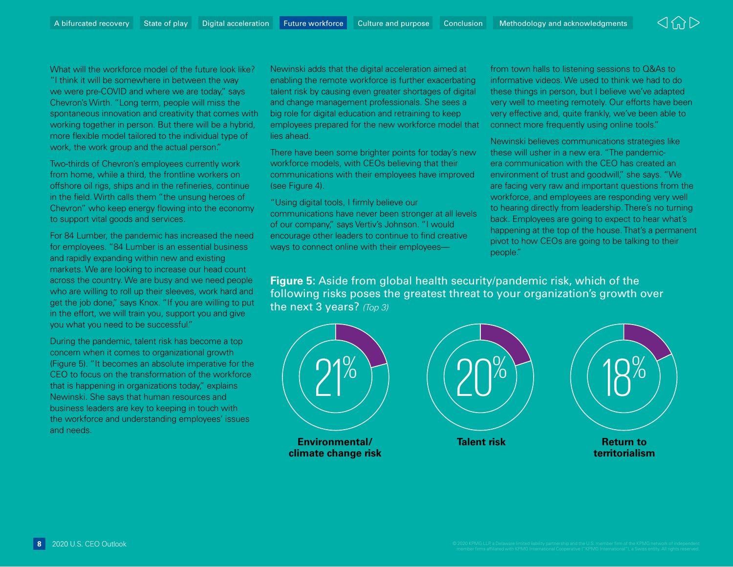What will the workforce model of the future look like? "I think it will be somewhere in between the way we were pre-COVID and where we are today," says Chevron's Wirth. "Long term, people will miss the spontaneous innovation and creativity that comes with working together in person. But there will be a hybrid, more flexible model tailored to the individual type of work, the work group and the actual person."

Two-thirds of Chevron's employees currently work from home, while a third, the frontline workers on offshore oil rigs, ships and in the refineries, continue in the field. Wirth calls them "the unsung heroes of Chevron" who keep energy flowing into the economy to support vital goods and services.

For 84 Lumber, the pandemic has increased the need for employees. "84 Lumber is an essential business and rapidly expanding within new and existing markets. We are looking to increase our head count across the country. We are busy and we need people who are willing to roll up their sleeves, work hard and get the job done," says Knox. "If you are willing to put in the effort, we will train you, support you and give you what you need to be successful."

During the pandemic, talent risk has become a top concern when it comes to organizational growth (Figure 5). "It becomes an absolute imperative for the CEO to focus on the transformation of the workforce that is happening in organizations today," explains Newinski. She says that human resources and business leaders are key to keeping in touch with the workforce and understanding employees' issues and needs.

Newinski adds that the digital acceleration aimed at enabling the remote workforce is further exacerbating talent risk by causing even greater shortages of digital and change management professionals. She sees a big role for digital education and retraining to keep employees prepared for the new workforce model that lies ahead.

There have been some brighter points for today's new workforce models, with CEOs believing that their communications with their employees have improved (see Figure 4).

"Using digital tools, I firmly believe our communications have never been stronger at all levels of our company," says Vertiv's Johnson. "I would encourage other leaders to continue to find creative ways to connect online with their employees—from town halls to listening sessions to Q&As to informative videos. We used to think we had to do these things in person, but I believe we've adapted very well to meeting remotely. Our efforts have been very effective and, quite frankly, we've been able to connect more frequently using online tools."

Newinski believes communications strategies like these will usher in a new era. "The pandemic-era communication with the CEO has created an environment of trust and goodwill," she says. "We are facing very raw and important questions from the workforce, and employees are responding very well to hearing directly from leadership. There's no turning back. Employees are going to expect to hear what's happening at the top of the house. That's a permanent pivot to how CEOs are going to be talking to their people."

**Figure 5:** Aside from global health security/pandemic risk, which of the following risks poses the greatest threat to your organization's growth over the next 3 years? *(Top 3)*

| Risk | Percentage |
|---|---|
| Environmental/climate change risk | 21% |
| Talent risk | 20% |
| Return to territorialism | 18% |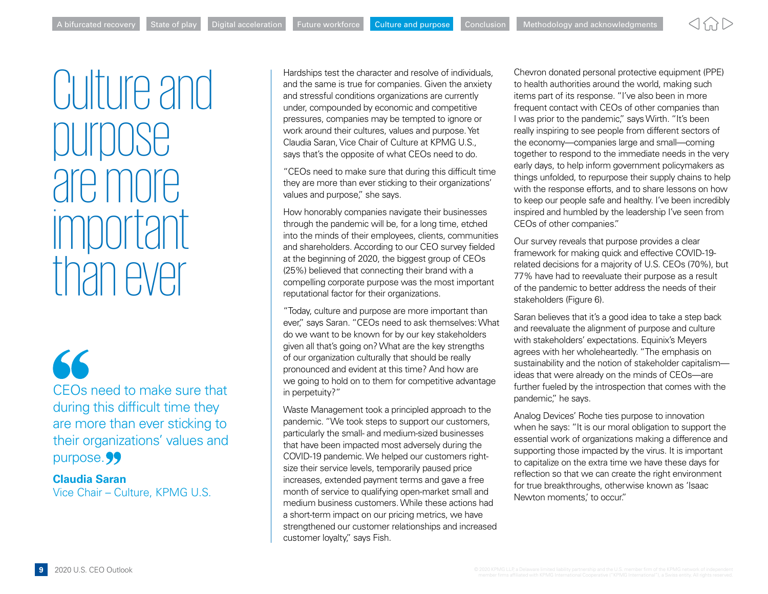# Culture and purpose are more important than ever

> "CEOs need to make sure that during this difficult time they are more than ever sticking to their organizations' values and purpose."
>
> **Claudia Saran**
> Vice Chair – Culture, KPMG U.S.

Hardships test the character and resolve of individuals, and the same is true for companies. Given the anxiety and stressful conditions organizations are currently under, compounded by economic and competitive pressures, companies may be tempted to ignore or work around their cultures, values and purpose. Yet Claudia Saran, Vice Chair of Culture at KPMG U.S., says that's the opposite of what CEOs need to do.

"CEOs need to make sure that during this difficult time they are more than ever sticking to their organizations' values and purpose," she says.

How honorably companies navigate their businesses through the pandemic will be, for a long time, etched into the minds of their employees, clients, communities and shareholders. According to our CEO survey fielded at the beginning of 2020, the biggest group of CEOs (25%) believed that connecting their brand with a compelling corporate purpose was the most important reputational factor for their organizations.

"Today, culture and purpose are more important than ever," says Saran. "CEOs need to ask themselves: What do we want to be known for by our key stakeholders given all that's going on? What are the key strengths of our organization culturally that should be really pronounced and evident at this time? And how are we going to hold on to them for competitive advantage in perpetuity?"

Waste Management took a principled approach to the pandemic. "We took steps to support our customers, particularly the small- and medium-sized businesses that have been impacted most adversely during the COVID-19 pandemic. We helped our customers right-size their service levels, temporarily paused price increases, extended payment terms and gave a free month of service to qualifying open-market small and medium business customers. While these actions had a short-term impact on our pricing metrics, we have strengthened our customer relationships and increased customer loyalty," says Fish.

Chevron donated personal protective equipment (PPE) to health authorities around the world, making such items part of its response. "I've also been in more frequent contact with CEOs of other companies than I was prior to the pandemic," says Wirth. "It's been really inspiring to see people from different sectors of the economy—companies large and small—coming together to respond to the immediate needs in the very early days, to help inform government policymakers as things unfolded, to repurpose their supply chains to help with the response efforts, and to share lessons on how to keep our people safe and healthy. I've been incredibly inspired and humbled by the leadership I've seen from CEOs of other companies."

Our survey reveals that purpose provides a clear framework for making quick and effective COVID-19-related decisions for a majority of U.S. CEOs (70%), but 77% have had to reevaluate their purpose as a result of the pandemic to better address the needs of their stakeholders (Figure 6).

Saran believes that it's a good idea to take a step back and reevaluate the alignment of purpose and culture with stakeholders' expectations. Equinix's Meyers agrees with her wholeheartedly. "The emphasis on sustainability and the notion of stakeholder capitalism—ideas that were already on the minds of CEOs—are further fueled by the introspection that comes with the pandemic," he says.

Analog Devices' Roche ties purpose to innovation when he says: "It is our moral obligation to support the essential work of organizations making a difference and supporting those impacted by the virus. It is important to capitalize on the extra time we have these days for reflection so that we can create the right environment for true breakthroughs, otherwise known as 'Isaac Newton moments,' to occur."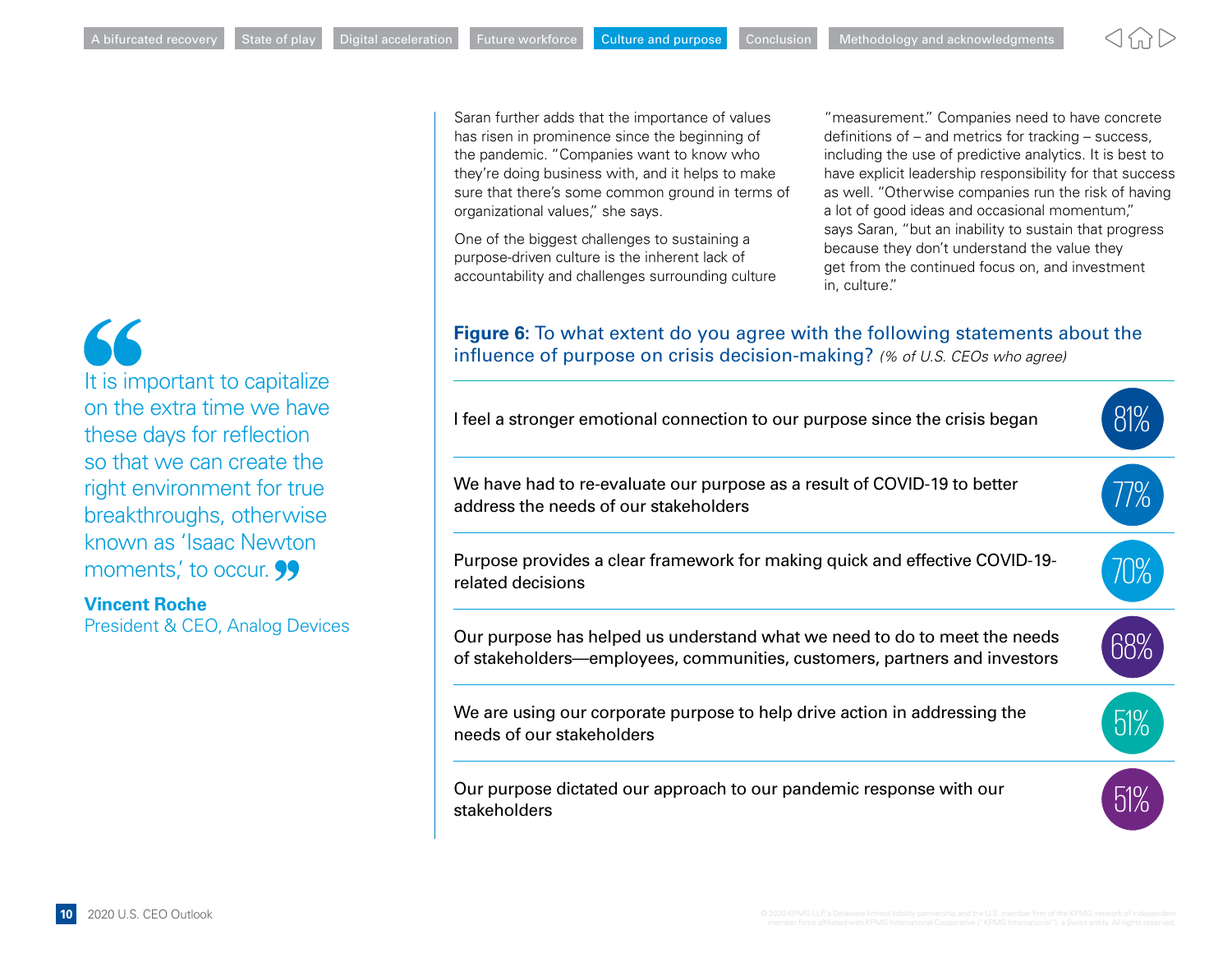Saran further adds that the importance of values has risen in prominence since the beginning of the pandemic. "Companies want to know who they're doing business with, and it helps to make sure that there's some common ground in terms of organizational values," she says.

One of the biggest challenges to sustaining a purpose-driven culture is the inherent lack of accountability and challenges surrounding culture "measurement." Companies need to have concrete definitions of – and metrics for tracking – success, including the use of predictive analytics. It is best to have explicit leadership responsibility for that success as well. "Otherwise companies run the risk of having a lot of good ideas and occasional momentum," says Saran, "but an inability to sustain that progress because they don't understand the value they get from the continued focus on, and investment in, culture."

> It is important to capitalize on the extra time we have these days for reflection so that we can create the right environment for true breakthroughs, otherwise known as 'Isaac Newton moments,' to occur.
>
> **Vincent Roche**
> President & CEO, Analog Devices

**Figure 6:** To what extent do you agree with the following statements about the influence of purpose on crisis decision-making? *(% of U.S. CEOs who agree)*

| Statement | % |
|---|---|
| I feel a stronger emotional connection to our purpose since the crisis began | 81% |
| We have had to re-evaluate our purpose as a result of COVID-19 to better address the needs of our stakeholders | 77% |
| Purpose provides a clear framework for making quick and effective COVID-19-related decisions | 70% |
| Our purpose has helped us understand what we need to do to meet the needs of stakeholders—employees, communities, customers, partners and investors | 68% |
| We are using our corporate purpose to help drive action in addressing the needs of our stakeholders | 51% |
| Our purpose dictated our approach to our pandemic response with our stakeholders | 51% |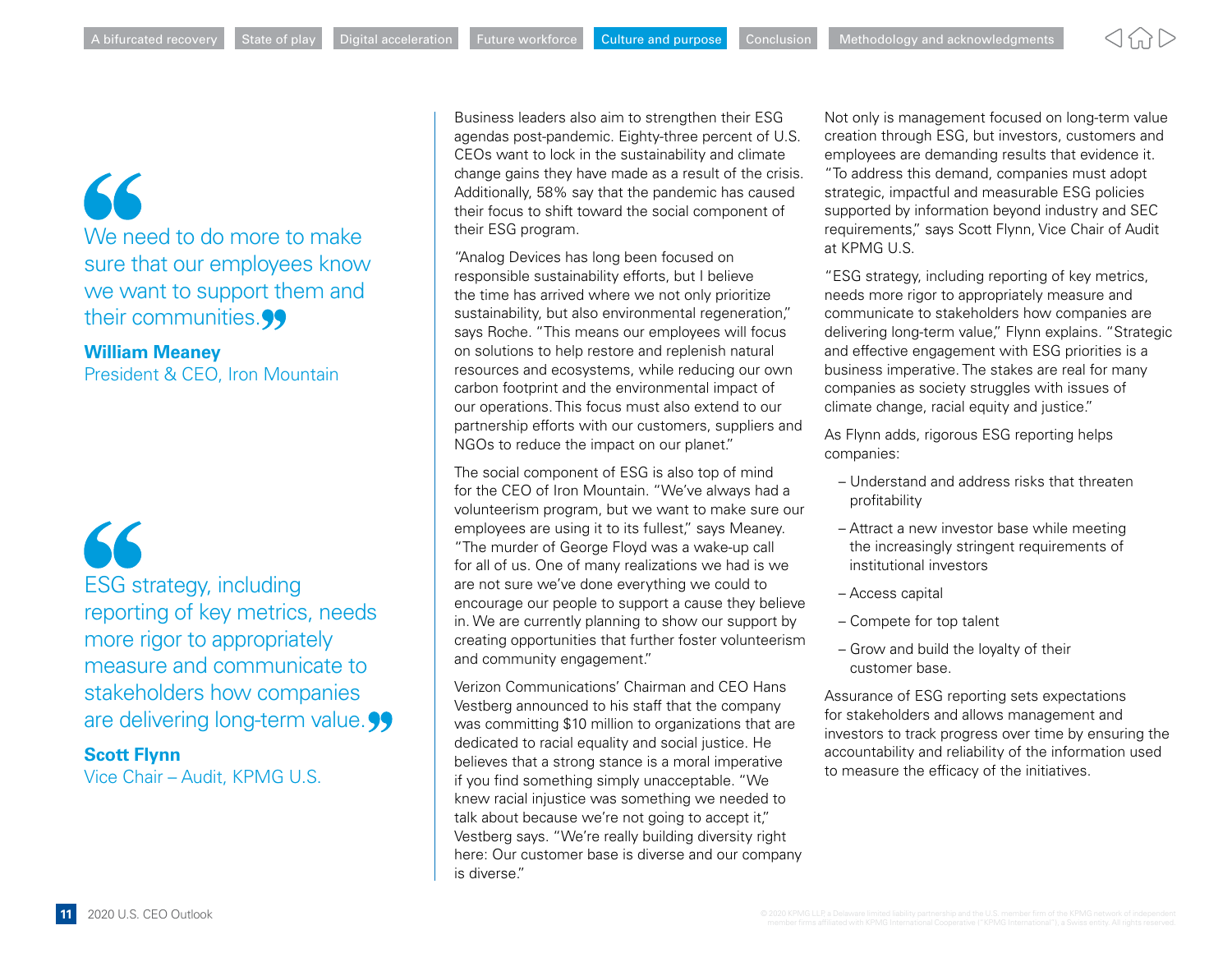> We need to do more to make sure that our employees know we want to support them and their communities.
>
> **William Meaney**
> President & CEO, Iron Mountain

> ESG strategy, including reporting of key metrics, needs more rigor to appropriately measure and communicate to stakeholders how companies are delivering long-term value.
>
> **Scott Flynn**
> Vice Chair – Audit, KPMG U.S.

Business leaders also aim to strengthen their ESG agendas post-pandemic. Eighty-three percent of U.S. CEOs want to lock in the sustainability and climate change gains they have made as a result of the crisis. Additionally, 58% say that the pandemic has caused their focus to shift toward the social component of their ESG program.

"Analog Devices has long been focused on responsible sustainability efforts, but I believe the time has arrived where we not only prioritize sustainability, but also environmental regeneration," says Roche. "This means our employees will focus on solutions to help restore and replenish natural resources and ecosystems, while reducing our own carbon footprint and the environmental impact of our operations. This focus must also extend to our partnership efforts with our customers, suppliers and NGOs to reduce the impact on our planet."

The social component of ESG is also top of mind for the CEO of Iron Mountain. "We've always had a volunteerism program, but we want to make sure our employees are using it to its fullest," says Meaney. "The murder of George Floyd was a wake-up call for all of us. One of many realizations we had is we are not sure we've done everything we could to encourage our people to support a cause they believe in. We are currently planning to show our support by creating opportunities that further foster volunteerism and community engagement."

Verizon Communications' Chairman and CEO Hans Vestberg announced to his staff that the company was committing $10 million to organizations that are dedicated to racial equality and social justice. He believes that a strong stance is a moral imperative if you find something simply unacceptable. "We knew racial injustice was something we needed to talk about because we're not going to accept it," Vestberg says. "We're really building diversity right here: Our customer base is diverse and our company is diverse."

Not only is management focused on long-term value creation through ESG, but investors, customers and employees are demanding results that evidence it. "To address this demand, companies must adopt strategic, impactful and measurable ESG policies supported by information beyond industry and SEC requirements," says Scott Flynn, Vice Chair of Audit at KPMG U.S.

"ESG strategy, including reporting of key metrics, needs more rigor to appropriately measure and communicate to stakeholders how companies are delivering long-term value," Flynn explains. "Strategic and effective engagement with ESG priorities is a business imperative. The stakes are real for many companies as society struggles with issues of climate change, racial equity and justice."

As Flynn adds, rigorous ESG reporting helps companies:

- Understand and address risks that threaten profitability
- Attract a new investor base while meeting the increasingly stringent requirements of institutional investors
- Access capital
- Compete for top talent
- Grow and build the loyalty of their customer base.

Assurance of ESG reporting sets expectations for stakeholders and allows management and investors to track progress over time by ensuring the accountability and reliability of the information used to measure the efficacy of the initiatives.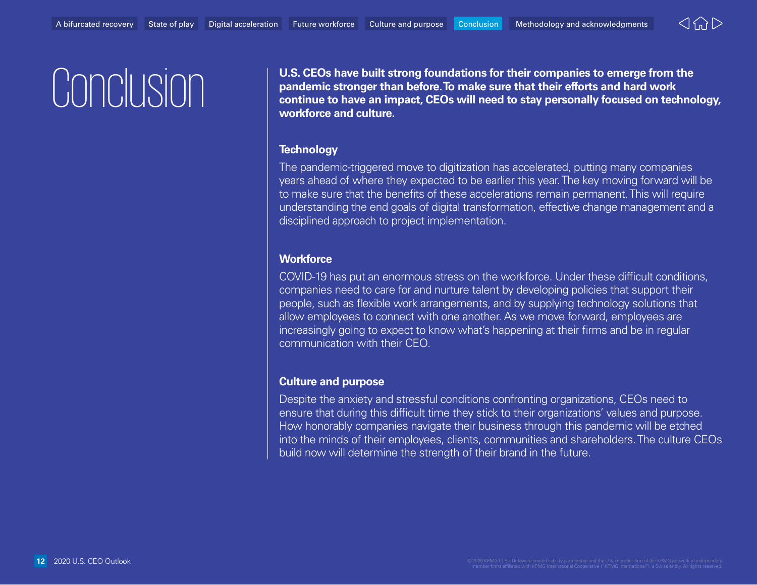# Conclusion

**U.S. CEOs have built strong foundations for their companies to emerge from the pandemic stronger than before. To make sure that their efforts and hard work continue to have an impact, CEOs will need to stay personally focused on technology, workforce and culture.**

### Technology

The pandemic-triggered move to digitization has accelerated, putting many companies years ahead of where they expected to be earlier this year. The key moving forward will be to make sure that the benefits of these accelerations remain permanent. This will require understanding the end goals of digital transformation, effective change management and a disciplined approach to project implementation.

### Workforce

COVID-19 has put an enormous stress on the workforce. Under these difficult conditions, companies need to care for and nurture talent by developing policies that support their people, such as flexible work arrangements, and by supplying technology solutions that allow employees to connect with one another. As we move forward, employees are increasingly going to expect to know what's happening at their firms and be in regular communication with their CEO.

### Culture and purpose

Despite the anxiety and stressful conditions confronting organizations, CEOs need to ensure that during this difficult time they stick to their organizations' values and purpose. How honorably companies navigate their business through this pandemic will be etched into the minds of their employees, clients, communities and shareholders. The culture CEOs build now will determine the strength of their brand in the future.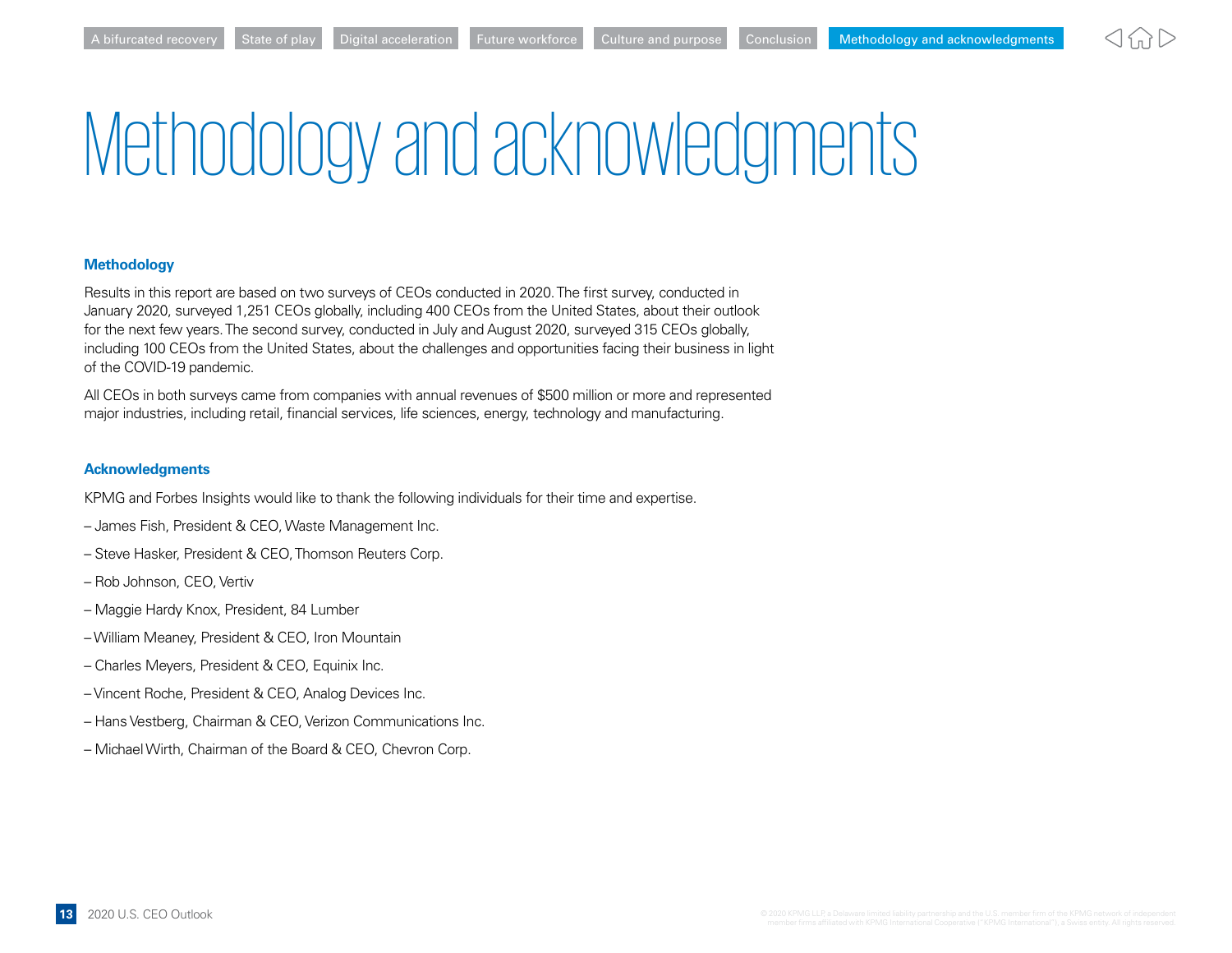# Methodology and acknowledgments

## Methodology

Results in this report are based on two surveys of CEOs conducted in 2020. The first survey, conducted in January 2020, surveyed 1,251 CEOs globally, including 400 CEOs from the United States, about their outlook for the next few years. The second survey, conducted in July and August 2020, surveyed 315 CEOs globally, including 100 CEOs from the United States, about the challenges and opportunities facing their business in light of the COVID-19 pandemic.

All CEOs in both surveys came from companies with annual revenues of $500 million or more and represented major industries, including retail, financial services, life sciences, energy, technology and manufacturing.

## Acknowledgments

KPMG and Forbes Insights would like to thank the following individuals for their time and expertise.

– James Fish, President & CEO, Waste Management Inc.

– Steve Hasker, President & CEO, Thomson Reuters Corp.

– Rob Johnson, CEO, Vertiv

– Maggie Hardy Knox, President, 84 Lumber

– William Meaney, President & CEO, Iron Mountain

– Charles Meyers, President & CEO, Equinix Inc.

– Vincent Roche, President & CEO, Analog Devices Inc.

– Hans Vestberg, Chairman & CEO, Verizon Communications Inc.

– Michael Wirth, Chairman of the Board & CEO, Chevron Corp.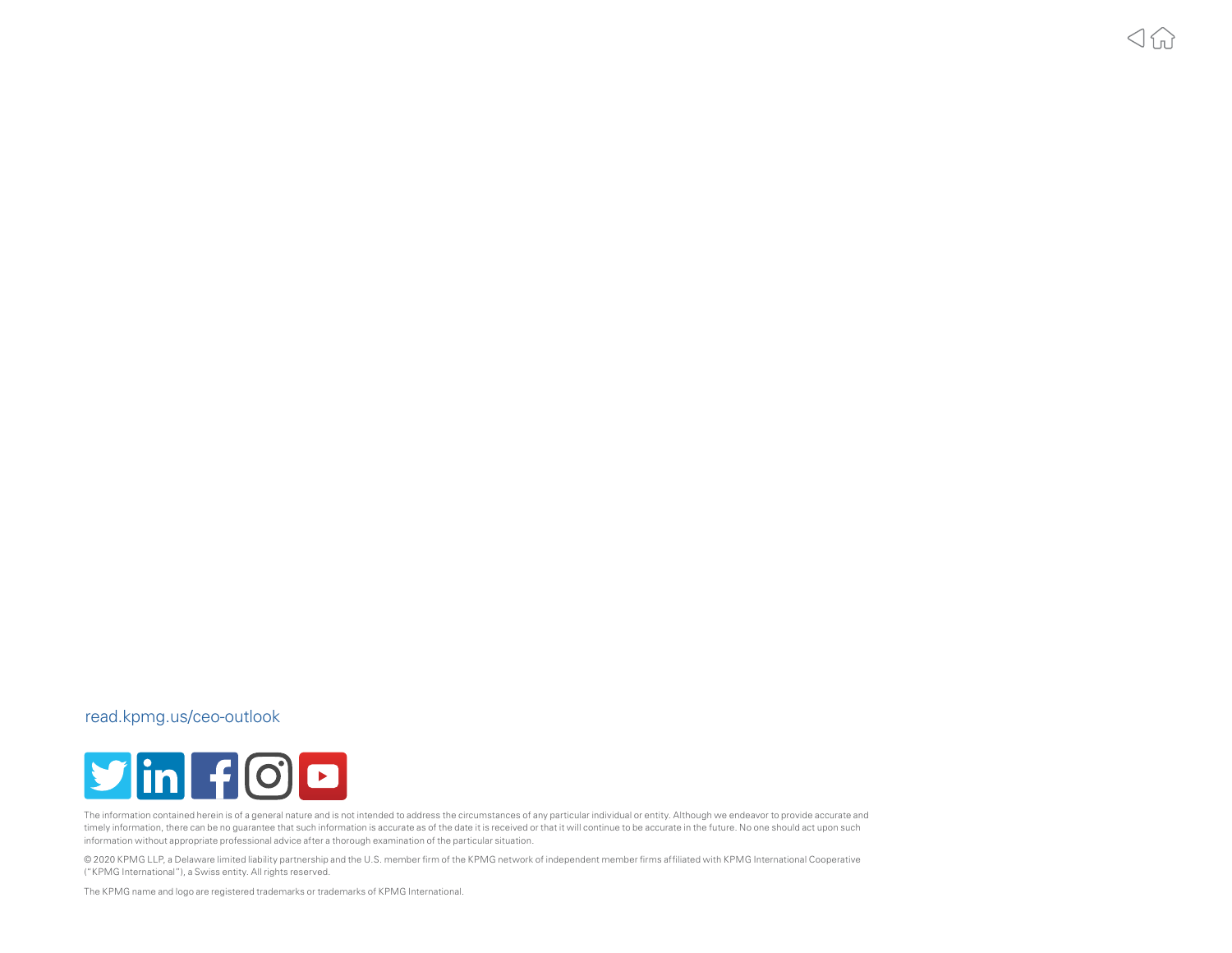read.kpmg.us/ceo-outlook

The information contained herein is of a general nature and is not intended to address the circumstances of any particular individual or entity. Although we endeavor to provide accurate and timely information, there can be no guarantee that such information is accurate as of the date it is received or that it will continue to be accurate in the future. No one should act upon such information without appropriate professional advice after a thorough examination of the particular situation.

© 2020 KPMG LLP, a Delaware limited liability partnership and the U.S. member firm of the KPMG network of independent member firms affiliated with KPMG International Cooperative ("KPMG International"), a Swiss entity. All rights reserved.

The KPMG name and logo are registered trademarks or trademarks of KPMG International.